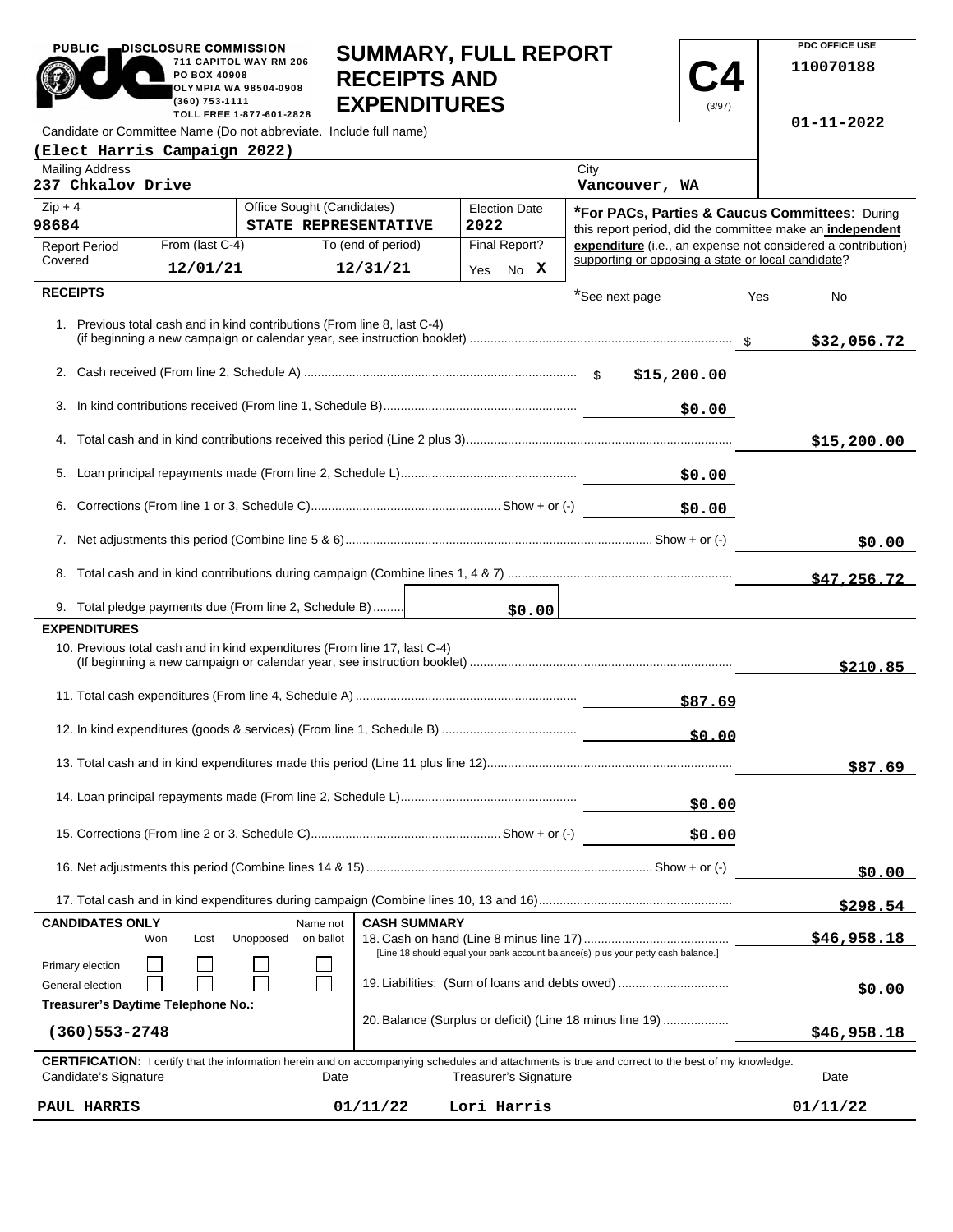PUBLIC DISCLOSURE COMMISSION
711 CAPITOL WAY RM 206
PO BOX 40908
OLYMPIA WA 98504-0908
(360) 753-1111
TOLL FREE 1-877-601-2828

# SUMMARY, FULL REPORT RECEIPTS AND EXPENDITURES

**C4** (3/97)

PDC OFFICE USE
110070188

01-11-2022

Candidate or Committee Name (Do not abbreviate. Include full name)
**(Elect Harris Campaign 2022)**

| Mailing Address | City |
|---|---|
| 237 Chkalov Drive | Vancouver, WA |

| Zip + 4 | Office Sought (Candidates) | Election Date |
|---|---|---|
| 98684 | STATE REPRESENTATIVE | 2022 |

| Report Period Covered | From (last C-4) | To (end of period) | Final Report? |
|---|---|---|---|
| | 12/01/21 | 12/31/21 | Yes No X |

***For PACs, Parties & Caucus Committees**: During this report period, did the committee make an **independent expenditure** (i.e., an expense not considered a contribution) supporting or opposing a state or local candidate?

*See next page Yes No

## RECEIPTS

| | | |
|---|---|---|
| 1. Previous total cash and in kind contributions (From line 8, last C-4) (if beginning a new campaign or calendar year, see instruction booklet) | | $32,056.72 |
| 2. Cash received (From line 2, Schedule A) | $15,200.00 | |
| 3. In kind contributions received (From line 1, Schedule B) | $0.00 | |
| 4. Total cash and in kind contributions received this period (Line 2 plus 3) | | $15,200.00 |
| 5. Loan principal repayments made (From line 2, Schedule L) | $0.00 | |
| 6. Corrections (From line 1 or 3, Schedule C) Show + or (-) | $0.00 | |
| 7. Net adjustments this period (Combine line 5 & 6) Show + or (-) | | $0.00 |
| 8. Total cash and in kind contributions during campaign (Combine lines 1, 4 & 7) | | $47,256.72 |
| 9. Total pledge payments due (From line 2, Schedule B) | $0.00 | |

## EXPENDITURES

| | | |
|---|---|---|
| 10. Previous total cash and in kind expenditures (From line 17, last C-4) (If beginning a new campaign or calendar year, see instruction booklet) | | $210.85 |
| 11. Total cash expenditures (From line 4, Schedule A) | $87.69 | |
| 12. In kind expenditures (goods & services) (From line 1, Schedule B) | $0.00 | |
| 13. Total cash and in kind expenditures made this period (Line 11 plus line 12) | | $87.69 |
| 14. Loan principal repayments made (From line 2, Schedule L) | $0.00 | |
| 15. Corrections (From line 2 or 3, Schedule C) Show + or (-) | $0.00 | |
| 16. Net adjustments this period (Combine lines 14 & 15) Show + or (-) | | $0.00 |
| 17. Total cash and in kind expenditures during campaign (Combine lines 10, 13 and 16) | | $298.54 |

**CANDIDATES ONLY**

| | Won | Lost | Unopposed | Name not on ballot |
|---|---|---|---|---|
| Primary election | | | | |
| General election | | | | |

**Treasurer's Daytime Telephone No.:**
(360)553-2748

**CASH SUMMARY**

| | |
|---|---|
| 18. Cash on hand (Line 8 minus line 17) [Line 18 should equal your bank account balance(s) plus your petty cash balance.] | $46,958.18 |
| 19. Liabilities: (Sum of loans and debts owed) | $0.00 |
| 20. Balance (Surplus or deficit) (Line 18 minus line 19) | $46,958.18 |

**CERTIFICATION:** I certify that the information herein and on accompanying schedules and attachments is true and correct to the best of my knowledge.

| Candidate's Signature | Date | Treasurer's Signature | Date |
|---|---|---|---|
| PAUL HARRIS | 01/11/22 | Lori Harris | 01/11/22 |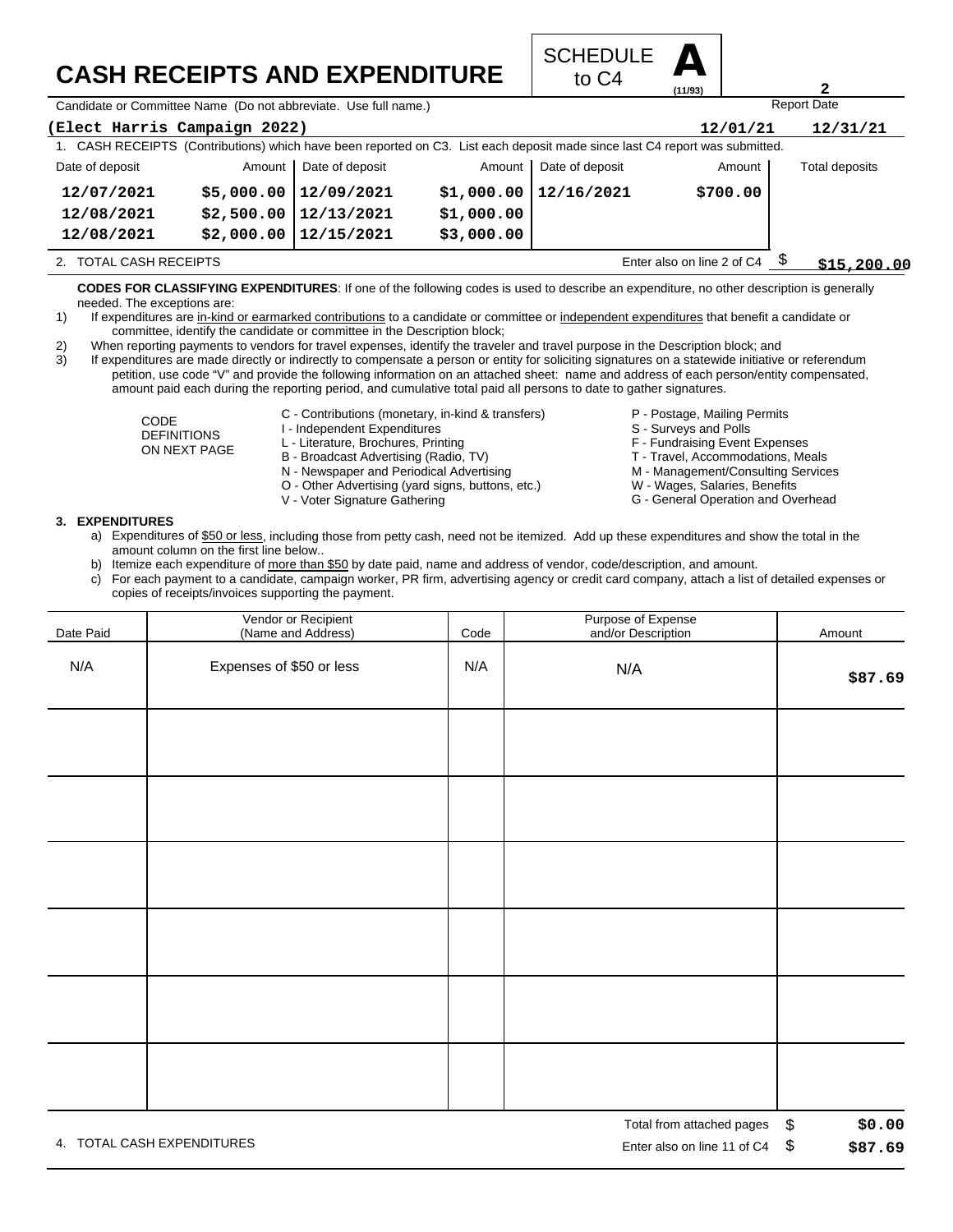# CASH RECEIPTS AND EXPENDITURE

SCHEDULE **A** to C4 (11/93)

Candidate or Committee Name (Do not abbreviate. Use full name.)

**(Elect Harris Campaign 2022)** Report Date **12/01/21** **12/31/21**

1. CASH RECEIPTS (Contributions) which have been reported on C3. List each deposit made since last C4 report was submitted.

| Date of deposit | Amount | Date of deposit | Amount | Date of deposit | Amount | Total deposits |
|---|---|---|---|---|---|---|
| 12/07/2021 | $5,000.00 | 12/09/2021 | $1,000.00 | 12/16/2021 | $700.00 | |
| 12/08/2021 | $2,500.00 | 12/13/2021 | $1,000.00 | | | |
| 12/08/2021 | $2,000.00 | 12/15/2021 | $3,000.00 | | | |

2. TOTAL CASH RECEIPTS — Enter also on line 2 of C4 $ **$15,200.00**

**CODES FOR CLASSIFYING EXPENDITURES**: If one of the following codes is used to describe an expenditure, no other description is generally needed. The exceptions are:

1) If expenditures are in-kind or earmarked contributions to a candidate or committee or independent expenditures that benefit a candidate or committee, identify the candidate or committee in the Description block;
2) When reporting payments to vendors for travel expenses, identify the traveler and travel purpose in the Description block; and
3) If expenditures are made directly or indirectly to compensate a person or entity for soliciting signatures on a statewide initiative or referendum petition, use code "V" and provide the following information on an attached sheet: name and address of each person/entity compensated, amount paid each during the reporting period, and cumulative total paid all persons to date to gather signatures.

CODE DEFINITIONS ON NEXT PAGE

- C - Contributions (monetary, in-kind & transfers)
- I - Independent Expenditures
- L - Literature, Brochures, Printing
- B - Broadcast Advertising (Radio, TV)
- N - Newspaper and Periodical Advertising
- O - Other Advertising (yard signs, buttons, etc.)
- V - Voter Signature Gathering
- P - Postage, Mailing Permits
- S - Surveys and Polls
- F - Fundraising Event Expenses
- T - Travel, Accommodations, Meals
- M - Management/Consulting Services
- W - Wages, Salaries, Benefits
- G - General Operation and Overhead

**3. EXPENDITURES**

a) Expenditures of $50 or less, including those from petty cash, need not be itemized. Add up these expenditures and show the total in the amount column on the first line below..
b) Itemize each expenditure of more than $50 by date paid, name and address of vendor, code/description, and amount.
c) For each payment to a candidate, campaign worker, PR firm, advertising agency or credit card company, attach a list of detailed expenses or copies of receipts/invoices supporting the payment.

| Date Paid | Vendor or Recipient (Name and Address) | Code | Purpose of Expense and/or Description | Amount |
|---|---|---|---|---|
| N/A | Expenses of $50 or less | N/A | N/A | $87.69 |
| | | | | |
| | | | | |
| | | | | |
| | | | | |
| | | | | |
| | | | | |

Total from attached pages $ **$0.00**

4. TOTAL CASH EXPENDITURES — Enter also on line 11 of C4 $ **$87.69**